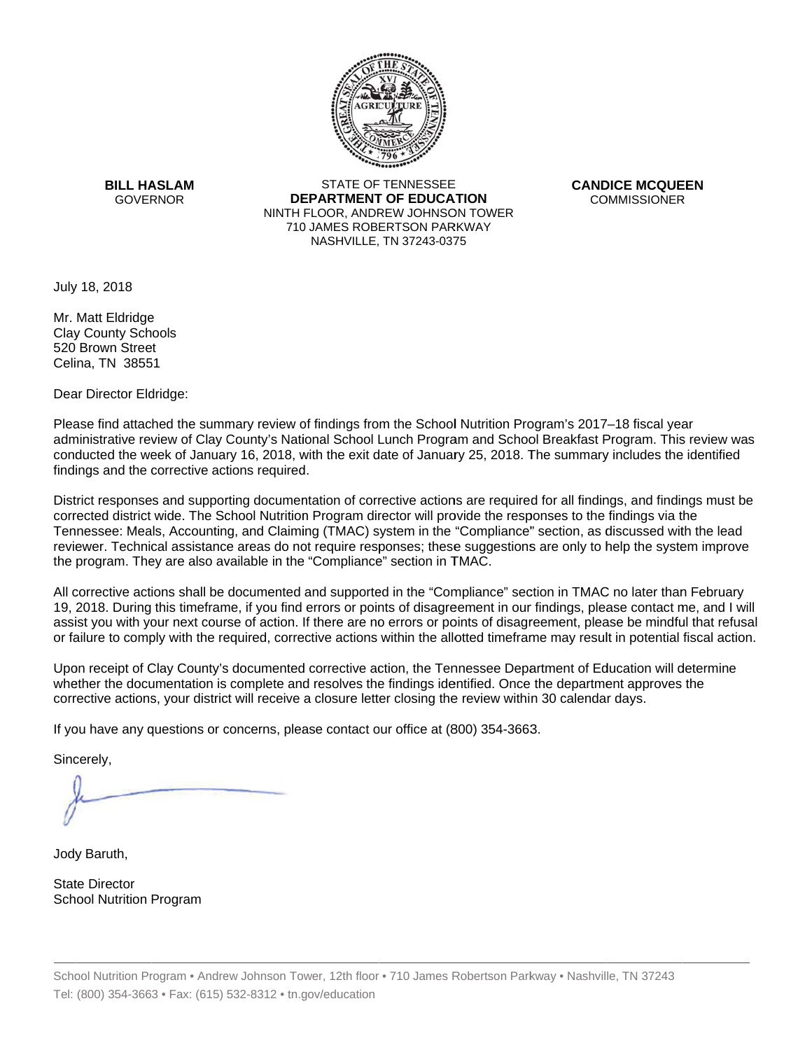**BILL HASLAM**
GOVERNOR

STATE OF TENNESSEE
**DEPARTMENT OF EDUCATION**
NINTH FLOOR, ANDREW JOHNSON TOWER
710 JAMES ROBERTSON PARKWAY
NASHVILLE, TN 37243-0375

**CANDICE MCQUEEN**
COMMISSIONER

July 18, 2018

Mr. Matt Eldridge
Clay County Schools
520 Brown Street
Celina, TN 38551

Dear Director Eldridge:

Please find attached the summary review of findings from the School Nutrition Program's 2017–18 fiscal year administrative review of Clay County's National School Lunch Program and School Breakfast Program. This review was conducted the week of January 16, 2018, with the exit date of January 25, 2018. The summary includes the identified findings and the corrective actions required.

District responses and supporting documentation of corrective actions are required for all findings, and findings must be corrected district wide. The School Nutrition Program director will provide the responses to the findings via the Tennessee: Meals, Accounting, and Claiming (TMAC) system in the "Compliance" section, as discussed with the lead reviewer. Technical assistance areas do not require responses; these suggestions are only to help the system improve the program. They are also available in the "Compliance" section in TMAC.

All corrective actions shall be documented and supported in the "Compliance" section in TMAC no later than February 19, 2018. During this timeframe, if you find errors or points of disagreement in our findings, please contact me, and I will assist you with your next course of action. If there are no errors or points of disagreement, please be mindful that refusal or failure to comply with the required, corrective actions within the allotted timeframe may result in potential fiscal action.

Upon receipt of Clay County's documented corrective action, the Tennessee Department of Education will determine whether the documentation is complete and resolves the findings identified. Once the department approves the corrective actions, your district will receive a closure letter closing the review within 30 calendar days.

If you have any questions or concerns, please contact our office at (800) 354-3663.

Sincerely,

Jody Baruth,

State Director
School Nutrition Program

School Nutrition Program • Andrew Johnson Tower, 12th floor • 710 James Robertson Parkway • Nashville, TN 37243
Tel: (800) 354-3663 • Fax: (615) 532-8312 • tn.gov/education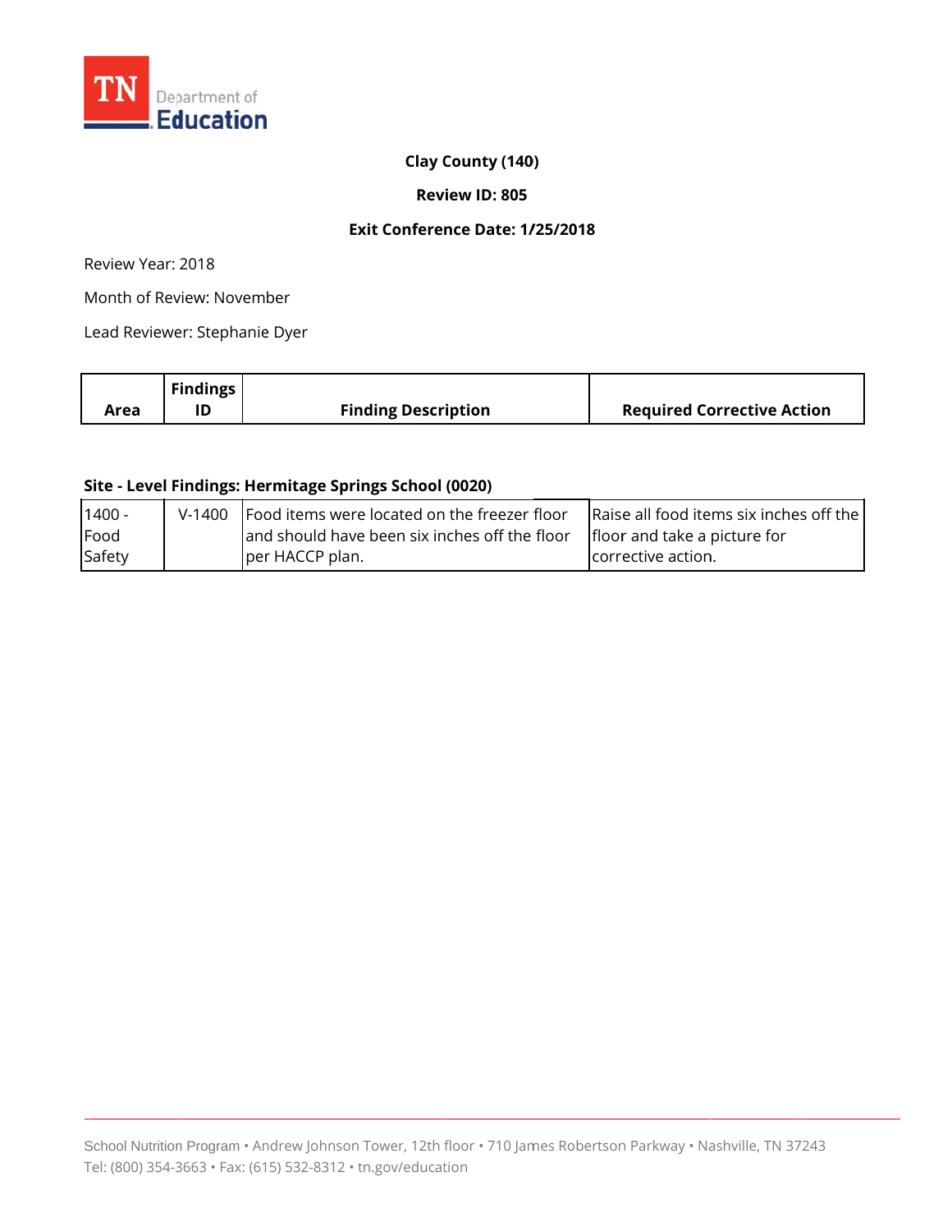TN Department of Education

**Clay County (140)**

**Review ID: 805**

**Exit Conference Date: 1/25/2018**

Review Year: 2018

Month of Review: November

Lead Reviewer: Stephanie Dyer

| Area | Findings ID | Finding Description | Required Corrective Action |
|---|---|---|---|
| **Site - Level Findings: Hermitage Springs School (0020)** | | | |
| 1400 - Food Safety | V-1400 | Food items were located on the freezer floor and should have been six inches off the floor per HACCP plan. | Raise all food items six inches off the floor and take a picture for corrective action. |

School Nutrition Program • Andrew Johnson Tower, 12th floor • 710 James Robertson Parkway • Nashville, TN 37243
Tel: (800) 354-3663 • Fax: (615) 532-8312 • tn.gov/education